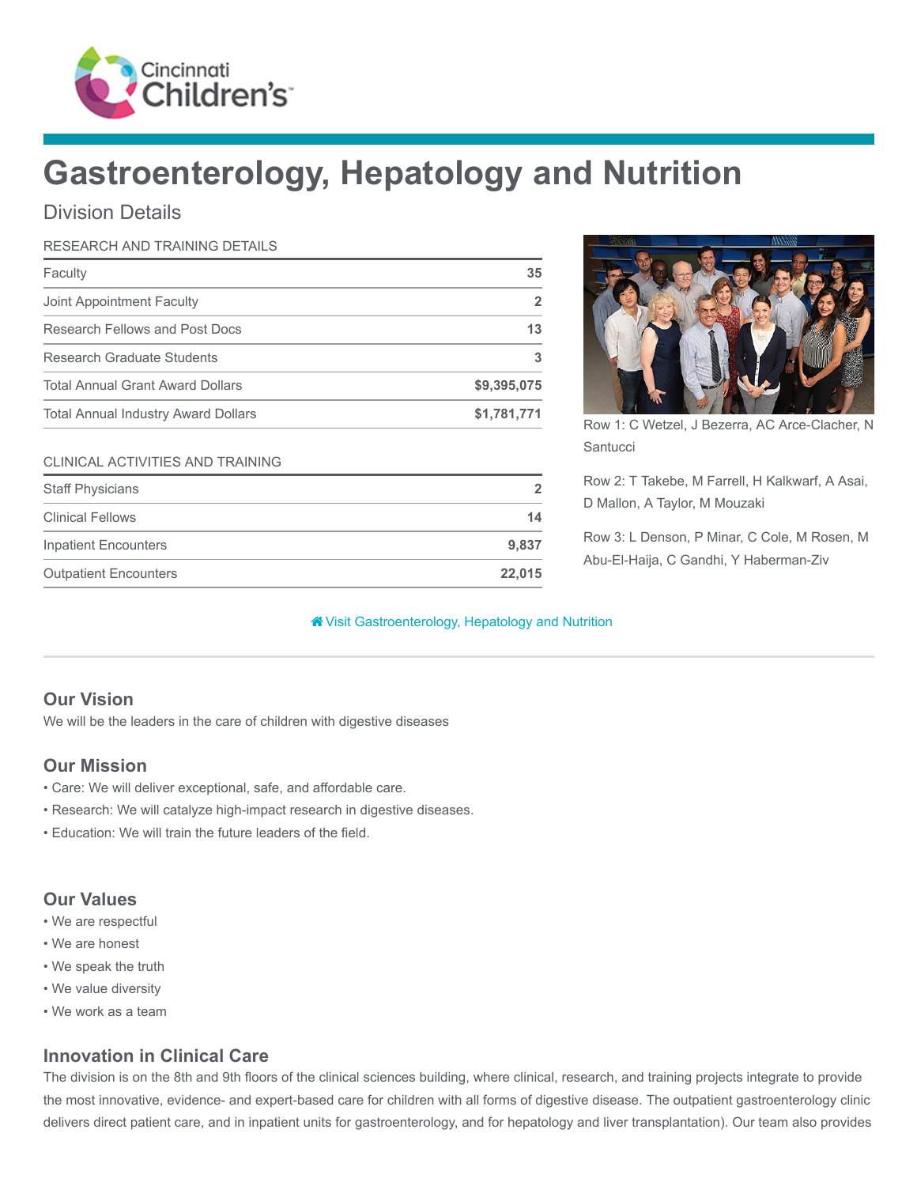Cincinnati Children's

# Gastroenterology, Hepatology and Nutrition

## Division Details

| RESEARCH AND TRAINING DETAILS | |
|---|---|
| Faculty | 35 |
| Joint Appointment Faculty | 2 |
| Research Fellows and Post Docs | 13 |
| Research Graduate Students | 3 |
| Total Annual Grant Award Dollars | $9,395,075 |
| Total Annual Industry Award Dollars | $1,781,771 |

| CLINICAL ACTIVITIES AND TRAINING | |
|---|---|
| Staff Physicians | 2 |
| Clinical Fellows | 14 |
| Inpatient Encounters | 9,837 |
| Outpatient Encounters | 22,015 |

Row 1: C Wetzel, J Bezerra, AC Arce-Clacher, N Santucci

Row 2: T Takebe, M Farrell, H Kalkwarf, A Asai, D Mallon, A Taylor, M Mouzaki

Row 3: L Denson, P Minar, C Cole, M Rosen, M Abu-El-Haija, C Gandhi, Y Haberman-Ziv

Visit Gastroenterology, Hepatology and Nutrition

### Our Vision

We will be the leaders in the care of children with digestive diseases

### Our Mission

- Care: We will deliver exceptional, safe, and affordable care.
- Research: We will catalyze high-impact research in digestive diseases.
- Education: We will train the future leaders of the field.

### Our Values

- We are respectful
- We are honest
- We speak the truth
- We value diversity
- We work as a team

### Innovation in Clinical Care

The division is on the 8th and 9th floors of the clinical sciences building, where clinical, research, and training projects integrate to provide the most innovative, evidence- and expert-based care for children with all forms of digestive disease. The outpatient gastroenterology clinic delivers direct patient care, and in inpatient units for gastroenterology, and for hepatology and liver transplantation). Our team also provides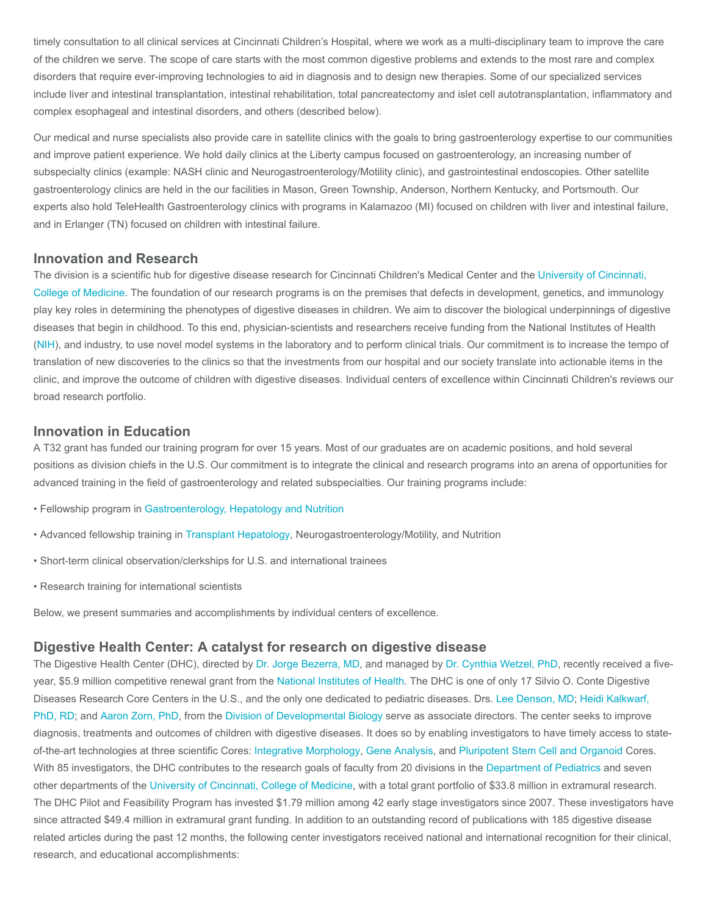timely consultation to all clinical services at Cincinnati Children's Hospital, where we work as a multi-disciplinary team to improve the care of the children we serve. The scope of care starts with the most common digestive problems and extends to the most rare and complex disorders that require ever-improving technologies to aid in diagnosis and to design new therapies. Some of our specialized services include liver and intestinal transplantation, intestinal rehabilitation, total pancreatectomy and islet cell autotransplantation, inflammatory and complex esophageal and intestinal disorders, and others (described below).

Our medical and nurse specialists also provide care in satellite clinics with the goals to bring gastroenterology expertise to our communities and improve patient experience. We hold daily clinics at the Liberty campus focused on gastroenterology, an increasing number of subspecialty clinics (example: NASH clinic and Neurogastroenterology/Motility clinic), and gastrointestinal endoscopies. Other satellite gastroenterology clinics are held in the our facilities in Mason, Green Township, Anderson, Northern Kentucky, and Portsmouth. Our experts also hold TeleHealth Gastroenterology clinics with programs in Kalamazoo (MI) focused on children with liver and intestinal failure, and in Erlanger (TN) focused on children with intestinal failure.

## Innovation and Research

The division is a scientific hub for digestive disease research for Cincinnati Children's Medical Center and the University of Cincinnati, College of Medicine. The foundation of our research programs is on the premises that defects in development, genetics, and immunology play key roles in determining the phenotypes of digestive diseases in children. We aim to discover the biological underpinnings of digestive diseases that begin in childhood. To this end, physician-scientists and researchers receive funding from the National Institutes of Health (NIH), and industry, to use novel model systems in the laboratory and to perform clinical trials. Our commitment is to increase the tempo of translation of new discoveries to the clinics so that the investments from our hospital and our society translate into actionable items in the clinic, and improve the outcome of children with digestive diseases. Individual centers of excellence within Cincinnati Children's reviews our broad research portfolio.

## Innovation in Education

A T32 grant has funded our training program for over 15 years. Most of our graduates are on academic positions, and hold several positions as division chiefs in the U.S. Our commitment is to integrate the clinical and research programs into an arena of opportunities for advanced training in the field of gastroenterology and related subspecialties. Our training programs include:

- Fellowship program in Gastroenterology, Hepatology and Nutrition
- Advanced fellowship training in Transplant Hepatology, Neurogastroenterology/Motility, and Nutrition
- Short-term clinical observation/clerkships for U.S. and international trainees
- Research training for international scientists

Below, we present summaries and accomplishments by individual centers of excellence.

## Digestive Health Center: A catalyst for research on digestive disease

The Digestive Health Center (DHC), directed by Dr. Jorge Bezerra, MD, and managed by Dr. Cynthia Wetzel, PhD, recently received a five-year, $5.9 million competitive renewal grant from the National Institutes of Health. The DHC is one of only 17 Silvio O. Conte Digestive Diseases Research Core Centers in the U.S., and the only one dedicated to pediatric diseases. Drs. Lee Denson, MD; Heidi Kalkwarf, PhD, RD; and Aaron Zorn, PhD, from the Division of Developmental Biology serve as associate directors. The center seeks to improve diagnosis, treatments and outcomes of children with digestive diseases. It does so by enabling investigators to have timely access to state-of-the-art technologies at three scientific Cores: Integrative Morphology, Gene Analysis, and Pluripotent Stem Cell and Organoid Cores. With 85 investigators, the DHC contributes to the research goals of faculty from 20 divisions in the Department of Pediatrics and seven other departments of the University of Cincinnati, College of Medicine, with a total grant portfolio of $33.8 million in extramural research. The DHC Pilot and Feasibility Program has invested $1.79 million among 42 early stage investigators since 2007. These investigators have since attracted $49.4 million in extramural grant funding. In addition to an outstanding record of publications with 185 digestive disease related articles during the past 12 months, the following center investigators received national and international recognition for their clinical, research, and educational accomplishments: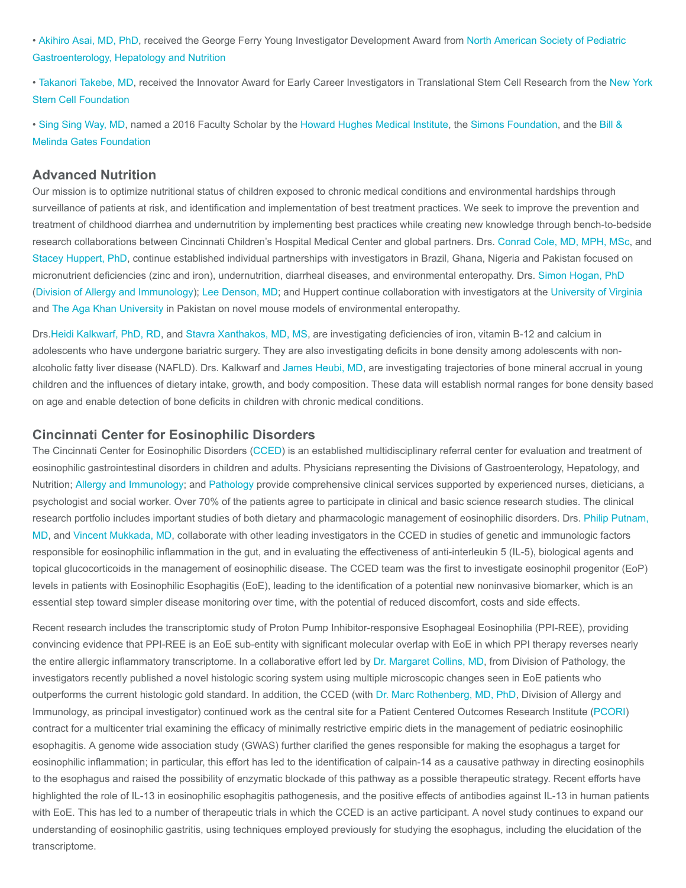- Akihiro Asai, MD, PhD, received the George Ferry Young Investigator Development Award from North American Society of Pediatric Gastroenterology, Hepatology and Nutrition
- Takanori Takebe, MD, received the Innovator Award for Early Career Investigators in Translational Stem Cell Research from the New York Stem Cell Foundation
- Sing Sing Way, MD, named a 2016 Faculty Scholar by the Howard Hughes Medical Institute, the Simons Foundation, and the Bill & Melinda Gates Foundation

## Advanced Nutrition

Our mission is to optimize nutritional status of children exposed to chronic medical conditions and environmental hardships through surveillance of patients at risk, and identification and implementation of best treatment practices. We seek to improve the prevention and treatment of childhood diarrhea and undernutrition by implementing best practices while creating new knowledge through bench-to-bedside research collaborations between Cincinnati Children's Hospital Medical Center and global partners. Drs. Conrad Cole, MD, MPH, MSc, and Stacey Huppert, PhD, continue established individual partnerships with investigators in Brazil, Ghana, Nigeria and Pakistan focused on micronutrient deficiencies (zinc and iron), undernutrition, diarrheal diseases, and environmental enteropathy. Drs. Simon Hogan, PhD (Division of Allergy and Immunology); Lee Denson, MD; and Huppert continue collaboration with investigators at the University of Virginia and The Aga Khan University in Pakistan on novel mouse models of environmental enteropathy.

Drs.Heidi Kalkwarf, PhD, RD, and Stavra Xanthakos, MD, MS, are investigating deficiencies of iron, vitamin B-12 and calcium in adolescents who have undergone bariatric surgery. They are also investigating deficits in bone density among adolescents with non-alcoholic fatty liver disease (NAFLD). Drs. Kalkwarf and James Heubi, MD, are investigating trajectories of bone mineral accrual in young children and the influences of dietary intake, growth, and body composition. These data will establish normal ranges for bone density based on age and enable detection of bone deficits in children with chronic medical conditions.

## Cincinnati Center for Eosinophilic Disorders

The Cincinnati Center for Eosinophilic Disorders (CCED) is an established multidisciplinary referral center for evaluation and treatment of eosinophilic gastrointestinal disorders in children and adults. Physicians representing the Divisions of Gastroenterology, Hepatology, and Nutrition; Allergy and Immunology; and Pathology provide comprehensive clinical services supported by experienced nurses, dieticians, a psychologist and social worker. Over 70% of the patients agree to participate in clinical and basic science research studies. The clinical research portfolio includes important studies of both dietary and pharmacologic management of eosinophilic disorders. Drs. Philip Putnam, MD, and Vincent Mukkada, MD, collaborate with other leading investigators in the CCED in studies of genetic and immunologic factors responsible for eosinophilic inflammation in the gut, and in evaluating the effectiveness of anti-interleukin 5 (IL-5), biological agents and topical glucocorticoids in the management of eosinophilic disease. The CCED team was the first to investigate eosinophil progenitor (EoP) levels in patients with Eosinophilic Esophagitis (EoE), leading to the identification of a potential new noninvasive biomarker, which is an essential step toward simpler disease monitoring over time, with the potential of reduced discomfort, costs and side effects.

Recent research includes the transcriptomic study of Proton Pump Inhibitor-responsive Esophageal Eosinophilia (PPI-REE), providing convincing evidence that PPI-REE is an EoE sub-entity with significant molecular overlap with EoE in which PPI therapy reverses nearly the entire allergic inflammatory transcriptome. In a collaborative effort led by Dr. Margaret Collins, MD, from Division of Pathology, the investigators recently published a novel histologic scoring system using multiple microscopic changes seen in EoE patients who outperforms the current histologic gold standard. In addition, the CCED (with Dr. Marc Rothenberg, MD, PhD, Division of Allergy and Immunology, as principal investigator) continued work as the central site for a Patient Centered Outcomes Research Institute (PCORI) contract for a multicenter trial examining the efficacy of minimally restrictive empiric diets in the management of pediatric eosinophilic esophagitis. A genome wide association study (GWAS) further clarified the genes responsible for making the esophagus a target for eosinophilic inflammation; in particular, this effort has led to the identification of calpain-14 as a causative pathway in directing eosinophils to the esophagus and raised the possibility of enzymatic blockade of this pathway as a possible therapeutic strategy. Recent efforts have highlighted the role of IL-13 in eosinophilic esophagitis pathogenesis, and the positive effects of antibodies against IL-13 in human patients with EoE. This has led to a number of therapeutic trials in which the CCED is an active participant. A novel study continues to expand our understanding of eosinophilic gastritis, using techniques employed previously for studying the esophagus, including the elucidation of the transcriptome.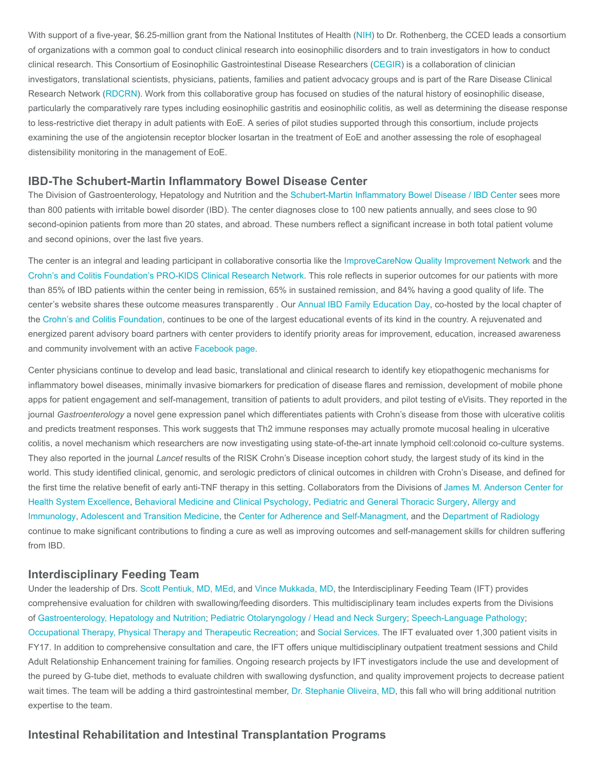With support of a five-year, $6.25-million grant from the National Institutes of Health (NIH) to Dr. Rothenberg, the CCED leads a consortium of organizations with a common goal to conduct clinical research into eosinophilic disorders and to train investigators in how to conduct clinical research. This Consortium of Eosinophilic Gastrointestinal Disease Researchers (CEGIR) is a collaboration of clinician investigators, translational scientists, physicians, patients, families and patient advocacy groups and is part of the Rare Disease Clinical Research Network (RDCRN). Work from this collaborative group has focused on studies of the natural history of eosinophilic disease, particularly the comparatively rare types including eosinophilic gastritis and eosinophilic colitis, as well as determining the disease response to less-restrictive diet therapy in adult patients with EoE. A series of pilot studies supported through this consortium, include projects examining the use of the angiotensin receptor blocker losartan in the treatment of EoE and another assessing the role of esophageal distensibility monitoring in the management of EoE.

## IBD-The Schubert-Martin Inflammatory Bowel Disease Center

The Division of Gastroenterology, Hepatology and Nutrition and the Schubert-Martin Inflammatory Bowel Disease / IBD Center sees more than 800 patients with irritable bowel disorder (IBD). The center diagnoses close to 100 new patients annually, and sees close to 90 second-opinion patients from more than 20 states, and abroad. These numbers reflect a significant increase in both total patient volume and second opinions, over the last five years.

The center is an integral and leading participant in collaborative consortia like the ImproveCareNow Quality Improvement Network and the Crohn's and Colitis Foundation's PRO-KIDS Clinical Research Network. This role reflects in superior outcomes for our patients with more than 85% of IBD patients within the center being in remission, 65% in sustained remission, and 84% having a good quality of life. The center's website shares these outcome measures transparently . Our Annual IBD Family Education Day, co-hosted by the local chapter of the Crohn's and Colitis Foundation, continues to be one of the largest educational events of its kind in the country. A rejuvenated and energized parent advisory board partners with center providers to identify priority areas for improvement, education, increased awareness and community involvement with an active Facebook page.

Center physicians continue to develop and lead basic, translational and clinical research to identify key etiopathogenic mechanisms for inflammatory bowel diseases, minimally invasive biomarkers for predication of disease flares and remission, development of mobile phone apps for patient engagement and self-management, transition of patients to adult providers, and pilot testing of eVisits. They reported in the journal *Gastroenterology* a novel gene expression panel which differentiates patients with Crohn's disease from those with ulcerative colitis and predicts treatment responses. This work suggests that Th2 immune responses may actually promote mucosal healing in ulcerative colitis, a novel mechanism which researchers are now investigating using state-of-the-art innate lymphoid cell:colonoid co-culture systems. They also reported in the journal *Lancet* results of the RISK Crohn's Disease inception cohort study, the largest study of its kind in the world. This study identified clinical, genomic, and serologic predictors of clinical outcomes in children with Crohn's Disease, and defined for the first time the relative benefit of early anti-TNF therapy in this setting. Collaborators from the Divisions of James M. Anderson Center for Health System Excellence, Behavioral Medicine and Clinical Psychology, Pediatric and General Thoracic Surgery, Allergy and Immunology, Adolescent and Transition Medicine, the Center for Adherence and Self-Managment, and the Department of Radiology continue to make significant contributions to finding a cure as well as improving outcomes and self-management skills for children suffering from IBD.

## Interdisciplinary Feeding Team

Under the leadership of Drs. Scott Pentiuk, MD, MEd, and Vince Mukkada, MD, the Interdisciplinary Feeding Team (IFT) provides comprehensive evaluation for children with swallowing/feeding disorders. This multidisciplinary team includes experts from the Divisions of Gastroenterology, Hepatology and Nutrition; Pediatric Otolaryngology / Head and Neck Surgery; Speech-Language Pathology; Occupational Therapy, Physical Therapy and Therapeutic Recreation; and Social Services. The IFT evaluated over 1,300 patient visits in FY17. In addition to comprehensive consultation and care, the IFT offers unique multidisciplinary outpatient treatment sessions and Child Adult Relationship Enhancement training for families. Ongoing research projects by IFT investigators include the use and development of the pureed by G-tube diet, methods to evaluate children with swallowing dysfunction, and quality improvement projects to decrease patient wait times. The team will be adding a third gastrointestinal member, Dr. Stephanie Oliveira, MD, this fall who will bring additional nutrition expertise to the team.

## Intestinal Rehabilitation and Intestinal Transplantation Programs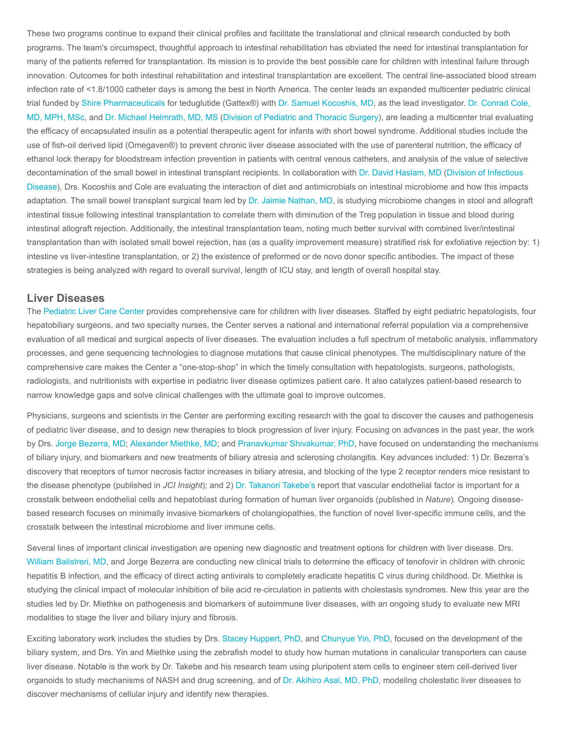These two programs continue to expand their clinical profiles and facilitate the translational and clinical research conducted by both programs. The team's circumspect, thoughtful approach to intestinal rehabilitation has obviated the need for intestinal transplantation for many of the patients referred for transplantation. Its mission is to provide the best possible care for children with intestinal failure through innovation. Outcomes for both intestinal rehabilitation and intestinal transplantation are excellent. The central line-associated blood stream infection rate of <1.8/1000 catheter days is among the best in North America. The center leads an expanded multicenter pediatric clinical trial funded by Shire Pharmaceuticals for teduglutide (Gattex®) with Dr. Samuel Kocoshis, MD, as the lead investigator. Dr. Conrad Cole, MD, MPH, MSc, and Dr. Michael Helmrath, MD, MS (Division of Pediatric and Thoracic Surgery), are leading a multicenter trial evaluating the efficacy of encapsulated insulin as a potential therapeutic agent for infants with short bowel syndrome. Additional studies include the use of fish-oil derived lipid (Omegaven®) to prevent chronic liver disease associated with the use of parenteral nutrition, the efficacy of ethanol lock therapy for bloodstream infection prevention in patients with central venous catheters, and analysis of the value of selective decontamination of the small bowel in intestinal transplant recipients. In collaboration with Dr. David Haslam, MD (Division of Infectious Disease), Drs. Kocoshis and Cole are evaluating the interaction of diet and antimicrobials on intestinal microbiome and how this impacts adaptation. The small bowel transplant surgical team led by Dr. Jaimie Nathan, MD, is studying microbiome changes in stool and allograft intestinal tissue following intestinal transplantation to correlate them with diminution of the Treg population in tissue and blood during intestinal allograft rejection. Additionally, the intestinal transplantation team, noting much better survival with combined liver/intestinal transplantation than with isolated small bowel rejection, has (as a quality improvement measure) stratified risk for exfoliative rejection by: 1) intestine vs liver-intestine transplantation, or 2) the existence of preformed or de novo donor specific antibodies. The impact of these strategies is being analyzed with regard to overall survival, length of ICU stay, and length of overall hospital stay.

## Liver Diseases

The Pediatric Liver Care Center provides comprehensive care for children with liver diseases. Staffed by eight pediatric hepatologists, four hepatobiliary surgeons, and two specialty nurses, the Center serves a national and international referral population via a comprehensive evaluation of all medical and surgical aspects of liver diseases. The evaluation includes a full spectrum of metabolic analysis, inflammatory processes, and gene sequencing technologies to diagnose mutations that cause clinical phenotypes. The multidisciplinary nature of the comprehensive care makes the Center a "one-stop-shop" in which the timely consultation with hepatologists, surgeons, pathologists, radiologists, and nutritionists with expertise in pediatric liver disease optimizes patient care. It also catalyzes patient-based research to narrow knowledge gaps and solve clinical challenges with the ultimate goal to improve outcomes.

Physicians, surgeons and scientists in the Center are performing exciting research with the goal to discover the causes and pathogenesis of pediatric liver disease, and to design new therapies to block progression of liver injury. Focusing on advances in the past year, the work by Drs. Jorge Bezerra, MD; Alexander Miethke, MD; and Pranavkumar Shivakumar, PhD, have focused on understanding the mechanisms of biliary injury, and biomarkers and new treatments of biliary atresia and sclerosing cholangitis. Key advances included: 1) Dr. Bezerra's discovery that receptors of tumor necrosis factor increases in biliary atresia, and blocking of the type 2 receptor renders mice resistant to the disease phenotype (published in *JCI Insight*); and 2) Dr. Takanori Takebe's report that vascular endothelial factor is important for a crosstalk between endothelial cells and hepatoblast during formation of human liver organoids (published in *Nature*). Ongoing disease-based research focuses on minimally invasive biomarkers of cholangiopathies, the function of novel liver-specific immune cells, and the crosstalk between the intestinal microbiome and liver immune cells.

Several lines of important clinical investigation are opening new diagnostic and treatment options for children with liver disease. Drs. William Balistreri, MD, and Jorge Bezerra are conducting new clinical trials to determine the efficacy of tenofovir in children with chronic hepatitis B infection, and the efficacy of direct acting antivirals to completely eradicate hepatitis C virus during childhood. Dr. Miethke is studying the clinical impact of molecular inhibition of bile acid re-circulation in patients with cholestasis syndromes. New this year are the studies led by Dr. Miethke on pathogenesis and biomarkers of autoimmune liver diseases, with an ongoing study to evaluate new MRI modalities to stage the liver and biliary injury and fibrosis.

Exciting laboratory work includes the studies by Drs. Stacey Huppert, PhD, and Chunyue Yin, PhD, focused on the development of the biliary system, and Drs. Yin and Miethke using the zebrafish model to study how human mutations in canalicular transporters can cause liver disease. Notable is the work by Dr. Takebe and his research team using pluripotent stem cells to engineer stem cell-derived liver organoids to study mechanisms of NASH and drug screening, and of Dr. Akihiro Asai, MD, PhD, modeling cholestatic liver diseases to discover mechanisms of cellular injury and identify new therapies.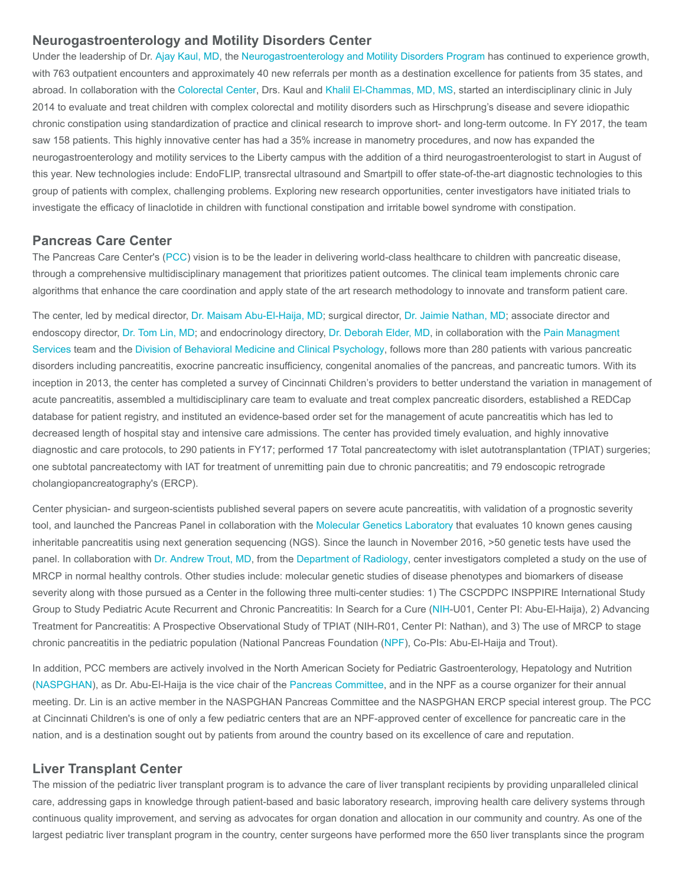## Neurogastroenterology and Motility Disorders Center

Under the leadership of Dr. Ajay Kaul, MD, the Neurogastroenterology and Motility Disorders Program has continued to experience growth, with 763 outpatient encounters and approximately 40 new referrals per month as a destination excellence for patients from 35 states, and abroad. In collaboration with the Colorectal Center, Drs. Kaul and Khalil El-Chammas, MD, MS, started an interdisciplinary clinic in July 2014 to evaluate and treat children with complex colorectal and motility disorders such as Hirschprung's disease and severe idiopathic chronic constipation using standardization of practice and clinical research to improve short- and long-term outcome. In FY 2017, the team saw 158 patients. This highly innovative center has had a 35% increase in manometry procedures, and now has expanded the neurogastroenterology and motility services to the Liberty campus with the addition of a third neurogastroenterologist to start in August of this year. New technologies include: EndoFLIP, transrectal ultrasound and Smartpill to offer state-of-the-art diagnostic technologies to this group of patients with complex, challenging problems. Exploring new research opportunities, center investigators have initiated trials to investigate the efficacy of linaclotide in children with functional constipation and irritable bowel syndrome with constipation.

## Pancreas Care Center

The Pancreas Care Center's (PCC) vision is to be the leader in delivering world-class healthcare to children with pancreatic disease, through a comprehensive multidisciplinary management that prioritizes patient outcomes. The clinical team implements chronic care algorithms that enhance the care coordination and apply state of the art research methodology to innovate and transform patient care.

The center, led by medical director, Dr. Maisam Abu-El-Haija, MD; surgical director, Dr. Jaimie Nathan, MD; associate director and endoscopy director, Dr. Tom Lin, MD; and endocrinology directory, Dr. Deborah Elder, MD, in collaboration with the Pain Managment Services team and the Division of Behavioral Medicine and Clinical Psychology, follows more than 280 patients with various pancreatic disorders including pancreatitis, exocrine pancreatic insufficiency, congenital anomalies of the pancreas, and pancreatic tumors. With its inception in 2013, the center has completed a survey of Cincinnati Children's providers to better understand the variation in management of acute pancreatitis, assembled a multidisciplinary care team to evaluate and treat complex pancreatic disorders, established a REDCap database for patient registry, and instituted an evidence-based order set for the management of acute pancreatitis which has led to decreased length of hospital stay and intensive care admissions. The center has provided timely evaluation, and highly innovative diagnostic and care protocols, to 290 patients in FY17; performed 17 Total pancreatectomy with islet autotransplantation (TPIAT) surgeries; one subtotal pancreatectomy with IAT for treatment of unremitting pain due to chronic pancreatitis; and 79 endoscopic retrograde cholangiopancreatography's (ERCP).

Center physician- and surgeon-scientists published several papers on severe acute pancreatitis, with validation of a prognostic severity tool, and launched the Pancreas Panel in collaboration with the Molecular Genetics Laboratory that evaluates 10 known genes causing inheritable pancreatitis using next generation sequencing (NGS). Since the launch in November 2016, >50 genetic tests have used the panel. In collaboration with Dr. Andrew Trout, MD, from the Department of Radiology, center investigators completed a study on the use of MRCP in normal healthy controls. Other studies include: molecular genetic studies of disease phenotypes and biomarkers of disease severity along with those pursued as a Center in the following three multi-center studies: 1) The CSCPDPC INSPPIRE International Study Group to Study Pediatric Acute Recurrent and Chronic Pancreatitis: In Search for a Cure (NIH-U01, Center PI: Abu-El-Haija), 2) Advancing Treatment for Pancreatitis: A Prospective Observational Study of TPIAT (NIH-R01, Center PI: Nathan), and 3) The use of MRCP to stage chronic pancreatitis in the pediatric population (National Pancreas Foundation (NPF), Co-PIs: Abu-El-Haija and Trout).

In addition, PCC members are actively involved in the North American Society for Pediatric Gastroenterology, Hepatology and Nutrition (NASPGHAN), as Dr. Abu-El-Haija is the vice chair of the Pancreas Committee, and in the NPF as a course organizer for their annual meeting. Dr. Lin is an active member in the NASPGHAN Pancreas Committee and the NASPGHAN ERCP special interest group. The PCC at Cincinnati Children's is one of only a few pediatric centers that are an NPF-approved center of excellence for pancreatic care in the nation, and is a destination sought out by patients from around the country based on its excellence of care and reputation.

## Liver Transplant Center

The mission of the pediatric liver transplant program is to advance the care of liver transplant recipients by providing unparalleled clinical care, addressing gaps in knowledge through patient-based and basic laboratory research, improving health care delivery systems through continuous quality improvement, and serving as advocates for organ donation and allocation in our community and country. As one of the largest pediatric liver transplant program in the country, center surgeons have performed more the 650 liver transplants since the program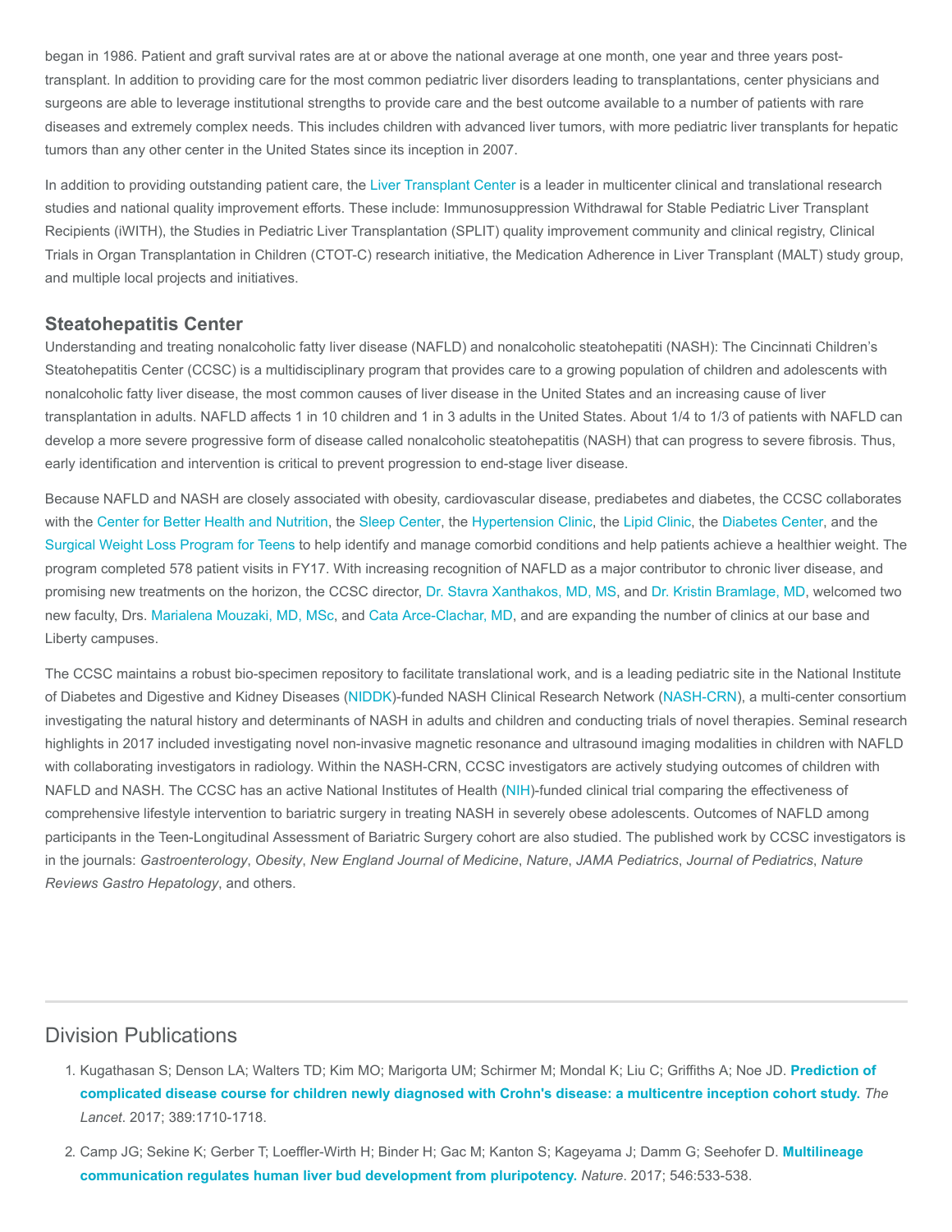began in 1986. Patient and graft survival rates are at or above the national average at one month, one year and three years post-transplant. In addition to providing care for the most common pediatric liver disorders leading to transplantations, center physicians and surgeons are able to leverage institutional strengths to provide care and the best outcome available to a number of patients with rare diseases and extremely complex needs. This includes children with advanced liver tumors, with more pediatric liver transplants for hepatic tumors than any other center in the United States since its inception in 2007.

In addition to providing outstanding patient care, the Liver Transplant Center is a leader in multicenter clinical and translational research studies and national quality improvement efforts. These include: Immunosuppression Withdrawal for Stable Pediatric Liver Transplant Recipients (iWITH), the Studies in Pediatric Liver Transplantation (SPLIT) quality improvement community and clinical registry, Clinical Trials in Organ Transplantation in Children (CTOT-C) research initiative, the Medication Adherence in Liver Transplant (MALT) study group, and multiple local projects and initiatives.

### Steatohepatitis Center

Understanding and treating nonalcoholic fatty liver disease (NAFLD) and nonalcoholic steatohepatiti (NASH): The Cincinnati Children's Steatohepatitis Center (CCSC) is a multidisciplinary program that provides care to a growing population of children and adolescents with nonalcoholic fatty liver disease, the most common causes of liver disease in the United States and an increasing cause of liver transplantation in adults. NAFLD affects 1 in 10 children and 1 in 3 adults in the United States. About 1/4 to 1/3 of patients with NAFLD can develop a more severe progressive form of disease called nonalcoholic steatohepatitis (NASH) that can progress to severe fibrosis. Thus, early identification and intervention is critical to prevent progression to end-stage liver disease.

Because NAFLD and NASH are closely associated with obesity, cardiovascular disease, prediabetes and diabetes, the CCSC collaborates with the Center for Better Health and Nutrition, the Sleep Center, the Hypertension Clinic, the Lipid Clinic, the Diabetes Center, and the Surgical Weight Loss Program for Teens to help identify and manage comorbid conditions and help patients achieve a healthier weight. The program completed 578 patient visits in FY17. With increasing recognition of NAFLD as a major contributor to chronic liver disease, and promising new treatments on the horizon, the CCSC director, Dr. Stavra Xanthakos, MD, MS, and Dr. Kristin Bramlage, MD, welcomed two new faculty, Drs. Marialena Mouzaki, MD, MSc, and Cata Arce-Clachar, MD, and are expanding the number of clinics at our base and Liberty campuses.

The CCSC maintains a robust bio-specimen repository to facilitate translational work, and is a leading pediatric site in the National Institute of Diabetes and Digestive and Kidney Diseases (NIDDK)-funded NASH Clinical Research Network (NASH-CRN), a multi-center consortium investigating the natural history and determinants of NASH in adults and children and conducting trials of novel therapies. Seminal research highlights in 2017 included investigating novel non-invasive magnetic resonance and ultrasound imaging modalities in children with NAFLD with collaborating investigators in radiology. Within the NASH-CRN, CCSC investigators are actively studying outcomes of children with NAFLD and NASH. The CCSC has an active National Institutes of Health (NIH)-funded clinical trial comparing the effectiveness of comprehensive lifestyle intervention to bariatric surgery in treating NASH in severely obese adolescents. Outcomes of NAFLD among participants in the Teen-Longitudinal Assessment of Bariatric Surgery cohort are also studied. The published work by CCSC investigators is in the journals: *Gastroenterology*, *Obesity*, *New England Journal of Medicine*, *Nature*, *JAMA Pediatrics*, *Journal of Pediatrics*, *Nature Reviews Gastro Hepatology*, and others.

## Division Publications

1. Kugathasan S; Denson LA; Walters TD; Kim MO; Marigorta UM; Schirmer M; Mondal K; Liu C; Griffiths A; Noe JD. **Prediction of complicated disease course for children newly diagnosed with Crohn's disease: a multicentre inception cohort study.** *The Lancet*. 2017; 389:1710-1718.
2. Camp JG; Sekine K; Gerber T; Loeffler-Wirth H; Binder H; Gac M; Kanton S; Kageyama J; Damm G; Seehofer D. **Multilineage communication regulates human liver bud development from pluripotency.** *Nature*. 2017; 546:533-538.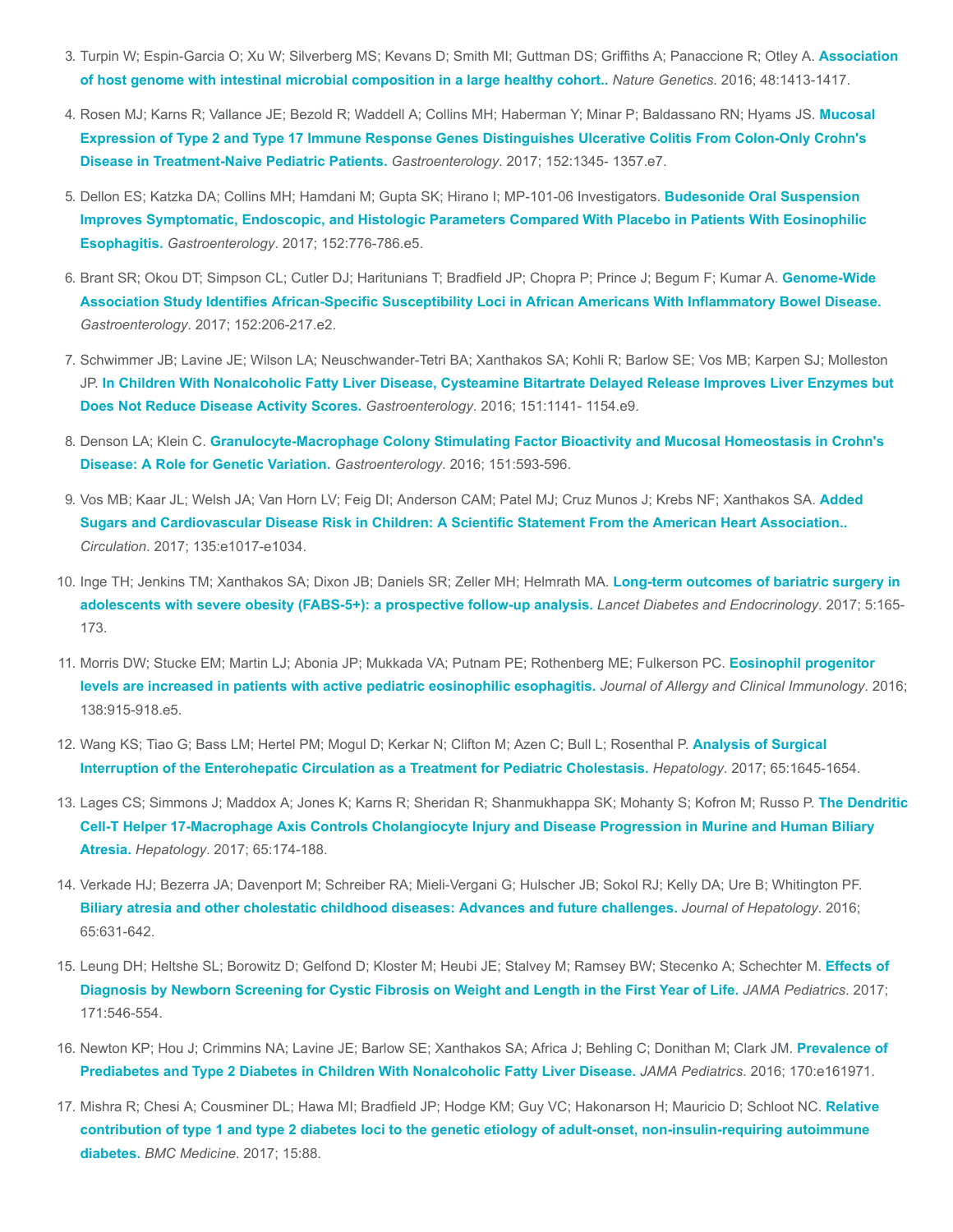3. Turpin W; Espin-Garcia O; Xu W; Silverberg MS; Kevans D; Smith MI; Guttman DS; Griffiths A; Panaccione R; Otley A. **Association of host genome with intestinal microbial composition in a large healthy cohort..** *Nature Genetics*. 2016; 48:1413-1417.

4. Rosen MJ; Karns R; Vallance JE; Bezold R; Waddell A; Collins MH; Haberman Y; Minar P; Baldassano RN; Hyams JS. **Mucosal Expression of Type 2 and Type 17 Immune Response Genes Distinguishes Ulcerative Colitis From Colon-Only Crohn's Disease in Treatment-Naive Pediatric Patients.** *Gastroenterology*. 2017; 152:1345- 1357.e7.

5. Dellon ES; Katzka DA; Collins MH; Hamdani M; Gupta SK; Hirano I; MP-101-06 Investigators. **Budesonide Oral Suspension Improves Symptomatic, Endoscopic, and Histologic Parameters Compared With Placebo in Patients With Eosinophilic Esophagitis.** *Gastroenterology*. 2017; 152:776-786.e5.

6. Brant SR; Okou DT; Simpson CL; Cutler DJ; Haritunians T; Bradfield JP; Chopra P; Prince J; Begum F; Kumar A. **Genome-Wide Association Study Identifies African-Specific Susceptibility Loci in African Americans With Inflammatory Bowel Disease.** *Gastroenterology*. 2017; 152:206-217.e2.

7. Schwimmer JB; Lavine JE; Wilson LA; Neuschwander-Tetri BA; Xanthakos SA; Kohli R; Barlow SE; Vos MB; Karpen SJ; Molleston JP. **In Children With Nonalcoholic Fatty Liver Disease, Cysteamine Bitartrate Delayed Release Improves Liver Enzymes but Does Not Reduce Disease Activity Scores.** *Gastroenterology*. 2016; 151:1141- 1154.e9.

8. Denson LA; Klein C. **Granulocyte-Macrophage Colony Stimulating Factor Bioactivity and Mucosal Homeostasis in Crohn's Disease: A Role for Genetic Variation.** *Gastroenterology*. 2016; 151:593-596.

9. Vos MB; Kaar JL; Welsh JA; Van Horn LV; Feig DI; Anderson CAM; Patel MJ; Cruz Munos J; Krebs NF; Xanthakos SA. **Added Sugars and Cardiovascular Disease Risk in Children: A Scientific Statement From the American Heart Association..** *Circulation*. 2017; 135:e1017-e1034.

10. Inge TH; Jenkins TM; Xanthakos SA; Dixon JB; Daniels SR; Zeller MH; Helmrath MA. **Long-term outcomes of bariatric surgery in adolescents with severe obesity (FABS-5+): a prospective follow-up analysis.** *Lancet Diabetes and Endocrinology*. 2017; 5:165-173.

11. Morris DW; Stucke EM; Martin LJ; Abonia JP; Mukkada VA; Putnam PE; Rothenberg ME; Fulkerson PC. **Eosinophil progenitor levels are increased in patients with active pediatric eosinophilic esophagitis.** *Journal of Allergy and Clinical Immunology*. 2016; 138:915-918.e5.

12. Wang KS; Tiao G; Bass LM; Hertel PM; Mogul D; Kerkar N; Clifton M; Azen C; Bull L; Rosenthal P. **Analysis of Surgical Interruption of the Enterohepatic Circulation as a Treatment for Pediatric Cholestasis.** *Hepatology*. 2017; 65:1645-1654.

13. Lages CS; Simmons J; Maddox A; Jones K; Karns R; Sheridan R; Shanmukhappa SK; Mohanty S; Kofron M; Russo P. **The Dendritic Cell-T Helper 17-Macrophage Axis Controls Cholangiocyte Injury and Disease Progression in Murine and Human Biliary Atresia.** *Hepatology*. 2017; 65:174-188.

14. Verkade HJ; Bezerra JA; Davenport M; Schreiber RA; Mieli-Vergani G; Hulscher JB; Sokol RJ; Kelly DA; Ure B; Whitington PF. **Biliary atresia and other cholestatic childhood diseases: Advances and future challenges.** *Journal of Hepatology*. 2016; 65:631-642.

15. Leung DH; Heltshe SL; Borowitz D; Gelfond D; Kloster M; Heubi JE; Stalvey M; Ramsey BW; Stecenko A; Schechter M. **Effects of Diagnosis by Newborn Screening for Cystic Fibrosis on Weight and Length in the First Year of Life.** *JAMA Pediatrics*. 2017; 171:546-554.

16. Newton KP; Hou J; Crimmins NA; Lavine JE; Barlow SE; Xanthakos SA; Africa J; Behling C; Donithan M; Clark JM. **Prevalence of Prediabetes and Type 2 Diabetes in Children With Nonalcoholic Fatty Liver Disease.** *JAMA Pediatrics*. 2016; 170:e161971.

17. Mishra R; Chesi A; Cousminer DL; Hawa MI; Bradfield JP; Hodge KM; Guy VC; Hakonarson H; Mauricio D; Schloot NC. **Relative contribution of type 1 and type 2 diabetes loci to the genetic etiology of adult-onset, non-insulin-requiring autoimmune diabetes.** *BMC Medicine*. 2017; 15:88.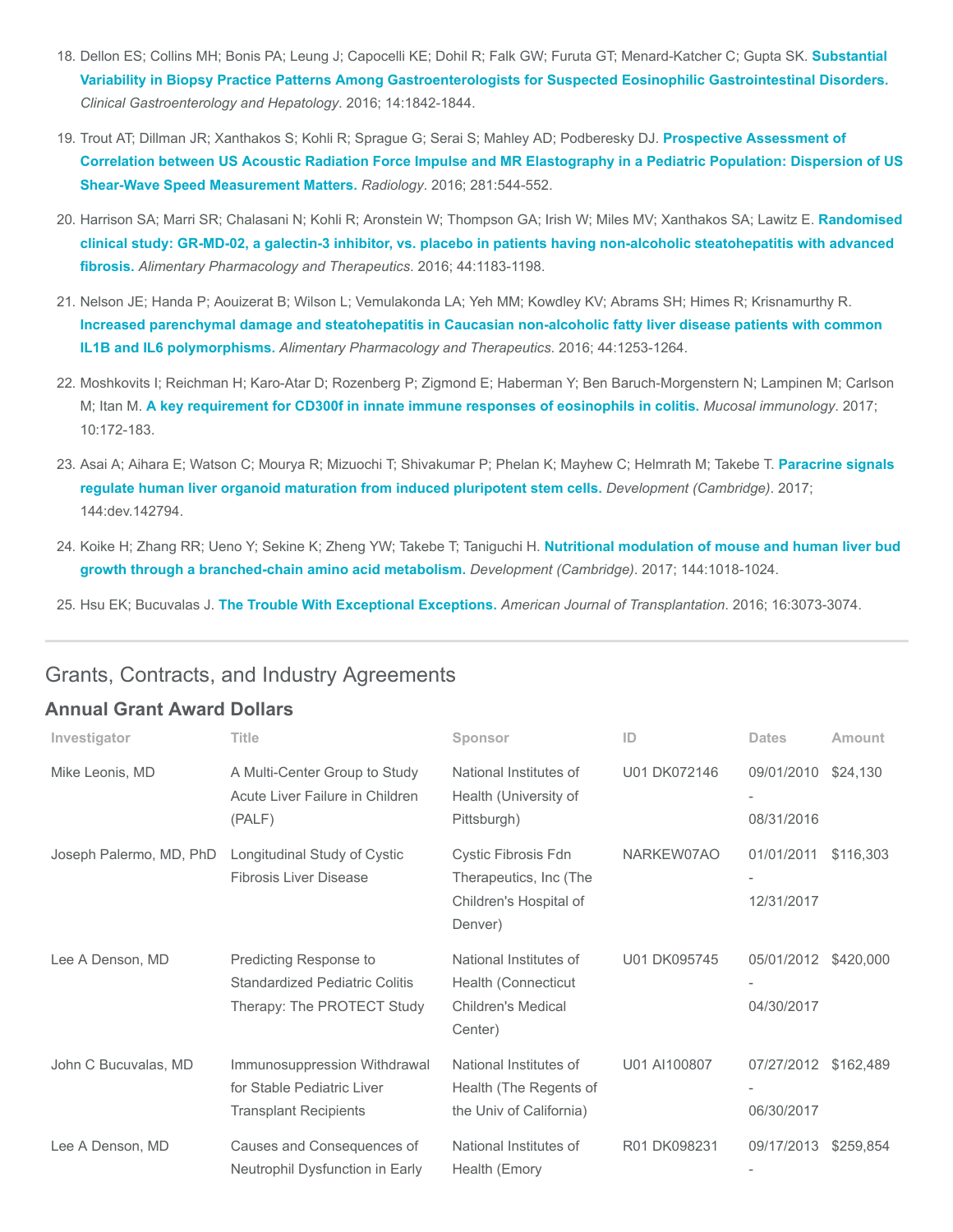18. Dellon ES; Collins MH; Bonis PA; Leung J; Capocelli KE; Dohil R; Falk GW; Furuta GT; Menard-Katcher C; Gupta SK. **Substantial Variability in Biopsy Practice Patterns Among Gastroenterologists for Suspected Eosinophilic Gastrointestinal Disorders.** *Clinical Gastroenterology and Hepatology*. 2016; 14:1842-1844.

19. Trout AT; Dillman JR; Xanthakos S; Kohli R; Sprague G; Serai S; Mahley AD; Podberesky DJ. **Prospective Assessment of Correlation between US Acoustic Radiation Force Impulse and MR Elastography in a Pediatric Population: Dispersion of US Shear-Wave Speed Measurement Matters.** *Radiology*. 2016; 281:544-552.

20. Harrison SA; Marri SR; Chalasani N; Kohli R; Aronstein W; Thompson GA; Irish W; Miles MV; Xanthakos SA; Lawitz E. **Randomised clinical study: GR-MD-02, a galectin-3 inhibitor, vs. placebo in patients having non-alcoholic steatohepatitis with advanced fibrosis.** *Alimentary Pharmacology and Therapeutics*. 2016; 44:1183-1198.

21. Nelson JE; Handa P; Aouizerat B; Wilson L; Vemulakonda LA; Yeh MM; Kowdley KV; Abrams SH; Himes R; Krisnamurthy R. **Increased parenchymal damage and steatohepatitis in Caucasian non-alcoholic fatty liver disease patients with common IL1B and IL6 polymorphisms.** *Alimentary Pharmacology and Therapeutics*. 2016; 44:1253-1264.

22. Moshkovits I; Reichman H; Karo-Atar D; Rozenberg P; Zigmond E; Haberman Y; Ben Baruch-Morgenstern N; Lampinen M; Carlson M; Itan M. **A key requirement for CD300f in innate immune responses of eosinophils in colitis.** *Mucosal immunology*. 2017; 10:172-183.

23. Asai A; Aihara E; Watson C; Mourya R; Mizuochi T; Shivakumar P; Phelan K; Mayhew C; Helmrath M; Takebe T. **Paracrine signals regulate human liver organoid maturation from induced pluripotent stem cells.** *Development (Cambridge)*. 2017; 144:dev.142794.

24. Koike H; Zhang RR; Ueno Y; Sekine K; Zheng YW; Takebe T; Taniguchi H. **Nutritional modulation of mouse and human liver bud growth through a branched-chain amino acid metabolism.** *Development (Cambridge)*. 2017; 144:1018-1024.

25. Hsu EK; Bucuvalas J. **The Trouble With Exceptional Exceptions.** *American Journal of Transplantation*. 2016; 16:3073-3074.

## Grants, Contracts, and Industry Agreements

### Annual Grant Award Dollars

| Investigator | Title | Sponsor | ID | Dates | Amount |
|---|---|---|---|---|---|
| Mike Leonis, MD | A Multi-Center Group to Study Acute Liver Failure in Children (PALF) | National Institutes of Health (University of Pittsburgh) | U01 DK072146 | 09/01/2010 - 08/31/2016 | $24,130 |
| Joseph Palermo, MD, PhD | Longitudinal Study of Cystic Fibrosis Liver Disease | Cystic Fibrosis Fdn Therapeutics, Inc (The Children's Hospital of Denver) | NARKEW07AO | 01/01/2011 - 12/31/2017 | $116,303 |
| Lee A Denson, MD | Predicting Response to Standardized Pediatric Colitis Therapy: The PROTECT Study | National Institutes of Health (Connecticut Children's Medical Center) | U01 DK095745 | 05/01/2012 - 04/30/2017 | $420,000 |
| John C Bucuvalas, MD | Immunosuppression Withdrawal for Stable Pediatric Liver Transplant Recipients | National Institutes of Health (The Regents of the Univ of California) | U01 AI100807 | 07/27/2012 - 06/30/2017 | $162,489 |
| Lee A Denson, MD | Causes and Consequences of Neutrophil Dysfunction in Early | National Institutes of Health (Emory | R01 DK098231 | 09/17/2013 - | $259,854 |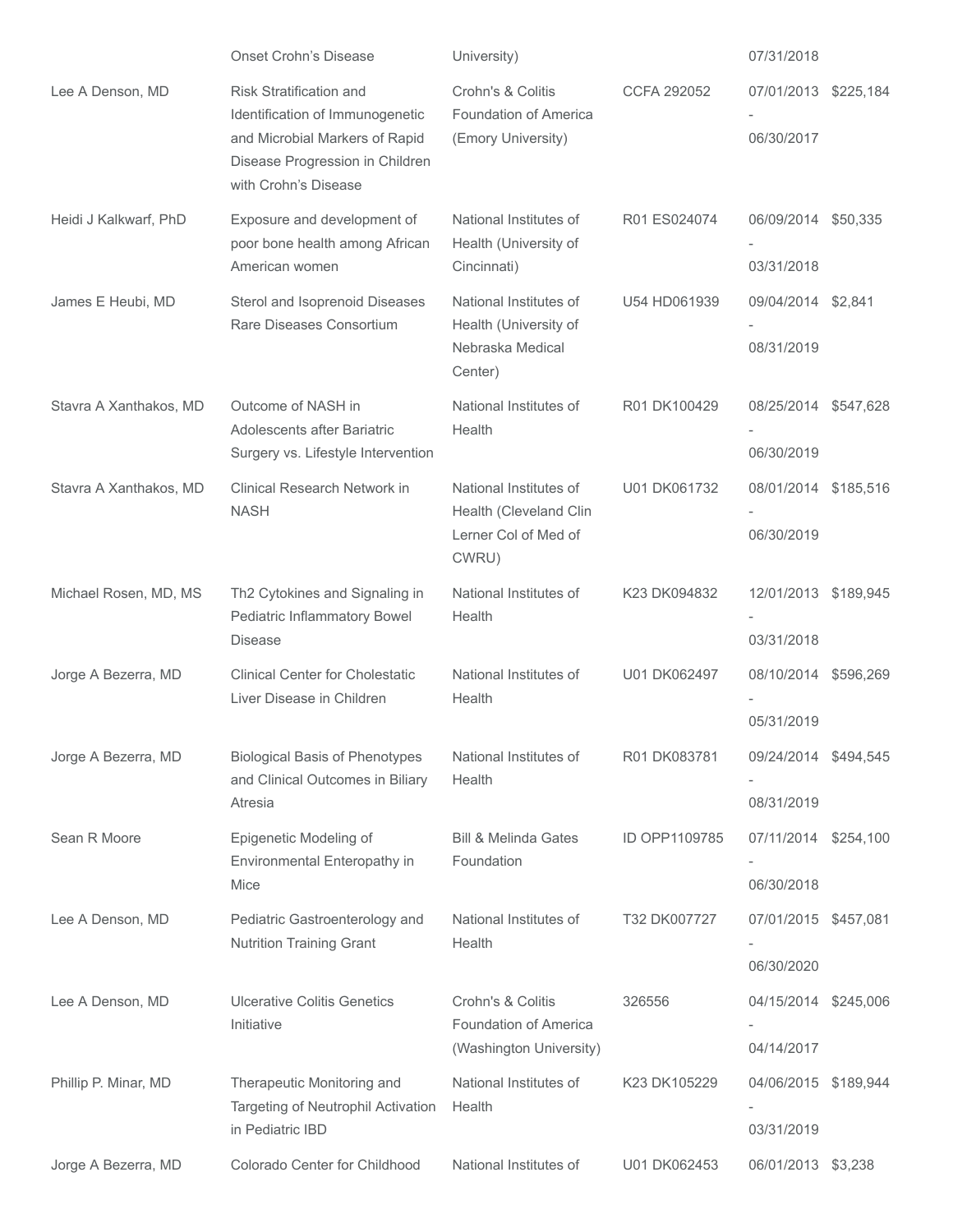|  | Onset Crohn's Disease | University) |  | 07/31/2018 |  |
| --- | --- | --- | --- | --- | --- |
| Lee A Denson, MD | Risk Stratification and Identification of Immunogenetic and Microbial Markers of Rapid Disease Progression in Children with Crohn's Disease | Crohn's & Colitis Foundation of America (Emory University) | CCFA 292052 | 07/01/2013 - 06/30/2017 | $225,184 |
| Heidi J Kalkwarf, PhD | Exposure and development of poor bone health among African American women | National Institutes of Health (University of Cincinnati) | R01 ES024074 | 06/09/2014 - 03/31/2018 | $50,335 |
| James E Heubi, MD | Sterol and Isoprenoid Diseases Rare Diseases Consortium | National Institutes of Health (University of Nebraska Medical Center) | U54 HD061939 | 09/04/2014 - 08/31/2019 | $2,841 |
| Stavra A Xanthakos, MD | Outcome of NASH in Adolescents after Bariatric Surgery vs. Lifestyle Intervention | National Institutes of Health | R01 DK100429 | 08/25/2014 - 06/30/2019 | $547,628 |
| Stavra A Xanthakos, MD | Clinical Research Network in NASH | National Institutes of Health (Cleveland Clin Lerner Col of Med of CWRU) | U01 DK061732 | 08/01/2014 - 06/30/2019 | $185,516 |
| Michael Rosen, MD, MS | Th2 Cytokines and Signaling in Pediatric Inflammatory Bowel Disease | National Institutes of Health | K23 DK094832 | 12/01/2013 - 03/31/2018 | $189,945 |
| Jorge A Bezerra, MD | Clinical Center for Cholestatic Liver Disease in Children | National Institutes of Health | U01 DK062497 | 08/10/2014 - 05/31/2019 | $596,269 |
| Jorge A Bezerra, MD | Biological Basis of Phenotypes and Clinical Outcomes in Biliary Atresia | National Institutes of Health | R01 DK083781 | 09/24/2014 - 08/31/2019 | $494,545 |
| Sean R Moore | Epigenetic Modeling of Environmental Enteropathy in Mice | Bill & Melinda Gates Foundation | ID OPP1109785 | 07/11/2014 - 06/30/2018 | $254,100 |
| Lee A Denson, MD | Pediatric Gastroenterology and Nutrition Training Grant | National Institutes of Health | T32 DK007727 | 07/01/2015 - 06/30/2020 | $457,081 |
| Lee A Denson, MD | Ulcerative Colitis Genetics Initiative | Crohn's & Colitis Foundation of America (Washington University) | 326556 | 04/15/2014 - 04/14/2017 | $245,006 |
| Phillip P. Minar, MD | Therapeutic Monitoring and Targeting of Neutrophil Activation in Pediatric IBD | National Institutes of Health | K23 DK105229 | 04/06/2015 - 03/31/2019 | $189,944 |
| Jorge A Bezerra, MD | Colorado Center for Childhood | National Institutes of | U01 DK062453 | 06/01/2013 | $3,238 |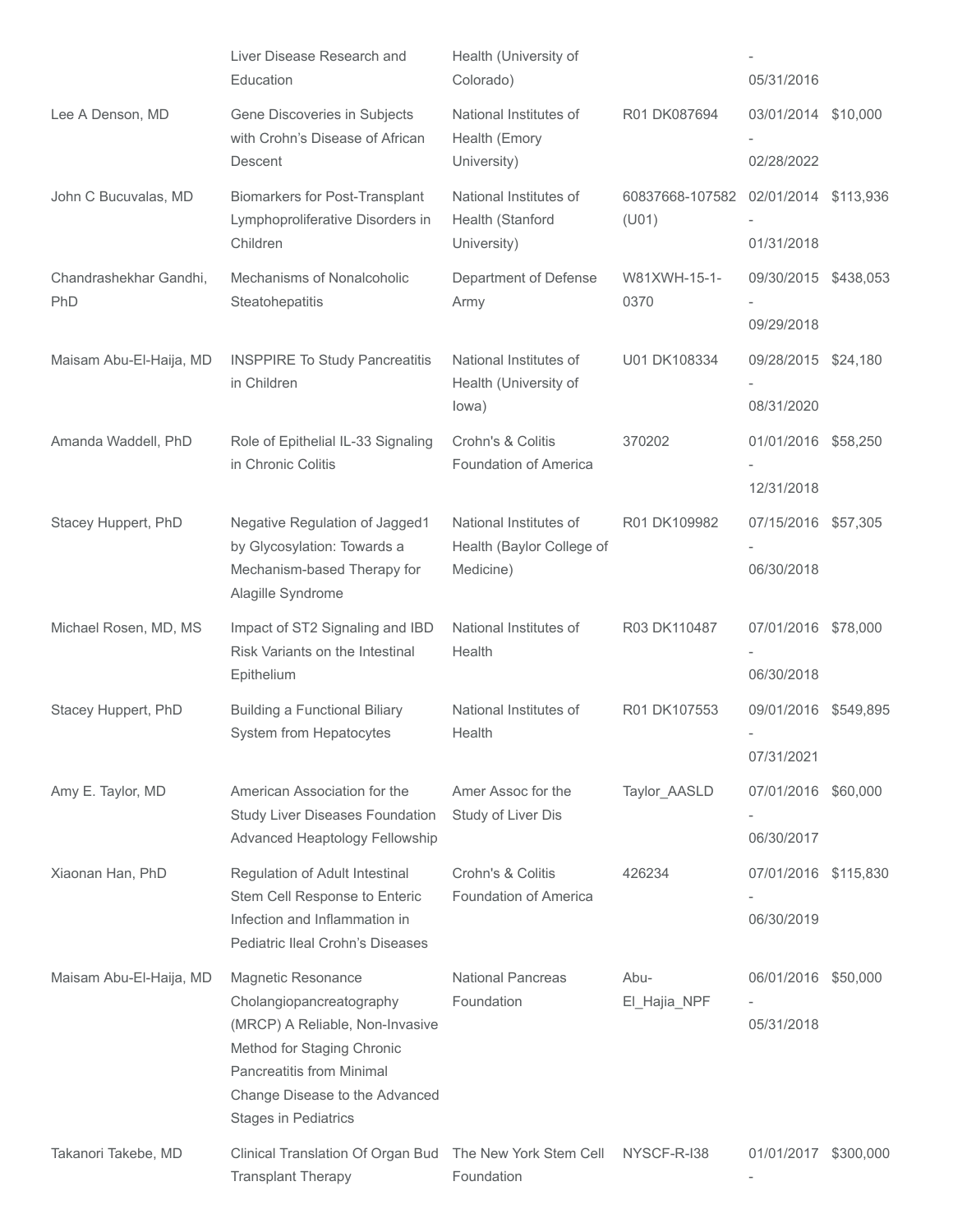| | | | | | |
|---|---|---|---|---|---|
| | Liver Disease Research and Education | Health (University of Colorado) | | - 05/31/2016 | |
| Lee A Denson, MD | Gene Discoveries in Subjects with Crohn's Disease of African Descent | National Institutes of Health (Emory University) | R01 DK087694 | 03/01/2014 - 02/28/2022 | $10,000 |
| John C Bucuvalas, MD | Biomarkers for Post-Transplant Lymphoproliferative Disorders in Children | National Institutes of Health (Stanford University) | 60837668-107582 (U01) | 02/01/2014 - 01/31/2018 | $113,936 |
| Chandrashekhar Gandhi, PhD | Mechanisms of Nonalcoholic Steatohepatitis | Department of Defense Army | W81XWH-15-1-0370 | 09/30/2015 - 09/29/2018 | $438,053 |
| Maisam Abu-El-Haija, MD | INSPPIRE To Study Pancreatitis in Children | National Institutes of Health (University of Iowa) | U01 DK108334 | 09/28/2015 - 08/31/2020 | $24,180 |
| Amanda Waddell, PhD | Role of Epithelial IL-33 Signaling in Chronic Colitis | Crohn's & Colitis Foundation of America | 370202 | 01/01/2016 - 12/31/2018 | $58,250 |
| Stacey Huppert, PhD | Negative Regulation of Jagged1 by Glycosylation: Towards a Mechanism-based Therapy for Alagille Syndrome | National Institutes of Health (Baylor College of Medicine) | R01 DK109982 | 07/15/2016 - 06/30/2018 | $57,305 |
| Michael Rosen, MD, MS | Impact of ST2 Signaling and IBD Risk Variants on the Intestinal Epithelium | National Institutes of Health | R03 DK110487 | 07/01/2016 - 06/30/2018 | $78,000 |
| Stacey Huppert, PhD | Building a Functional Biliary System from Hepatocytes | National Institutes of Health | R01 DK107553 | 09/01/2016 - 07/31/2021 | $549,895 |
| Amy E. Taylor, MD | American Association for the Study Liver Diseases Foundation Advanced Heaptology Fellowship | Amer Assoc for the Study of Liver Dis | Taylor_AASLD | 07/01/2016 - 06/30/2017 | $60,000 |
| Xiaonan Han, PhD | Regulation of Adult Intestinal Stem Cell Response to Enteric Infection and Inflammation in Pediatric Ileal Crohn's Diseases | Crohn's & Colitis Foundation of America | 426234 | 07/01/2016 - 06/30/2019 | $115,830 |
| Maisam Abu-El-Haija, MD | Magnetic Resonance Cholangiopancreatography (MRCP) A Reliable, Non-Invasive Method for Staging Chronic Pancreatitis from Minimal Change Disease to the Advanced Stages in Pediatrics | National Pancreas Foundation | Abu-El_Hajia_NPF | 06/01/2016 - 05/31/2018 | $50,000 |
| Takanori Takebe, MD | Clinical Translation Of Organ Bud Transplant Therapy | The New York Stem Cell Foundation | NYSCF-R-I38 | 01/01/2017 - | $300,000 |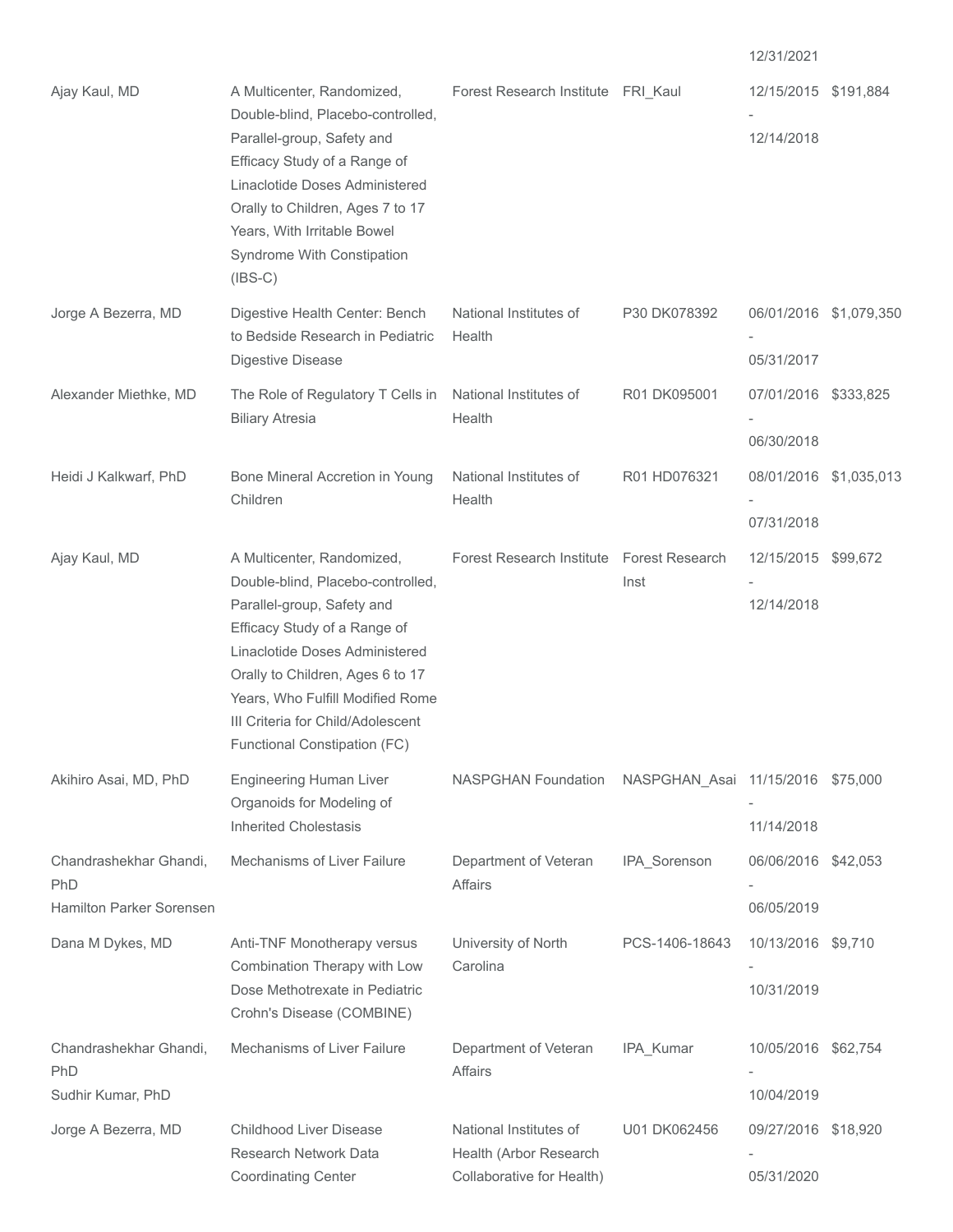| | | | | 12/31/2021 | |
|---|---|---|---|---|---|
| Ajay Kaul, MD | A Multicenter, Randomized, Double-blind, Placebo-controlled, Parallel-group, Safety and Efficacy Study of a Range of Linaclotide Doses Administered Orally to Children, Ages 7 to 17 Years, With Irritable Bowel Syndrome With Constipation (IBS-C) | Forest Research Institute | FRI_Kaul | 12/15/2015 - 12/14/2018 | $191,884 |
| Jorge A Bezerra, MD | Digestive Health Center: Bench to Bedside Research in Pediatric Digestive Disease | National Institutes of Health | P30 DK078392 | 06/01/2016 - 05/31/2017 | $1,079,350 |
| Alexander Miethke, MD | The Role of Regulatory T Cells in Biliary Atresia | National Institutes of Health | R01 DK095001 | 07/01/2016 - 06/30/2018 | $333,825 |
| Heidi J Kalkwarf, PhD | Bone Mineral Accretion in Young Children | National Institutes of Health | R01 HD076321 | 08/01/2016 - 07/31/2018 | $1,035,013 |
| Ajay Kaul, MD | A Multicenter, Randomized, Double-blind, Placebo-controlled, Parallel-group, Safety and Efficacy Study of a Range of Linaclotide Doses Administered Orally to Children, Ages 6 to 17 Years, Who Fulfill Modified Rome III Criteria for Child/Adolescent Functional Constipation (FC) | Forest Research Institute | Forest Research Inst | 12/15/2015 - 12/14/2018 | $99,672 |
| Akihiro Asai, MD, PhD | Engineering Human Liver Organoids for Modeling of Inherited Cholestasis | NASPGHAN Foundation | NASPGHAN_Asai | 11/15/2016 - 11/14/2018 | $75,000 |
| Chandrashekhar Ghandi, PhD<br>Hamilton Parker Sorensen | Mechanisms of Liver Failure | Department of Veteran Affairs | IPA_Sorenson | 06/06/2016 - 06/05/2019 | $42,053 |
| Dana M Dykes, MD | Anti-TNF Monotherapy versus Combination Therapy with Low Dose Methotrexate in Pediatric Crohn's Disease (COMBINE) | University of North Carolina | PCS-1406-18643 | 10/13/2016 - 10/31/2019 | $9,710 |
| Chandrashekhar Ghandi, PhD<br>Sudhir Kumar, PhD | Mechanisms of Liver Failure | Department of Veteran Affairs | IPA_Kumar | 10/05/2016 - 10/04/2019 | $62,754 |
| Jorge A Bezerra, MD | Childhood Liver Disease Research Network Data Coordinating Center | National Institutes of Health (Arbor Research Collaborative for Health) | U01 DK062456 | 09/27/2016 - 05/31/2020 | $18,920 |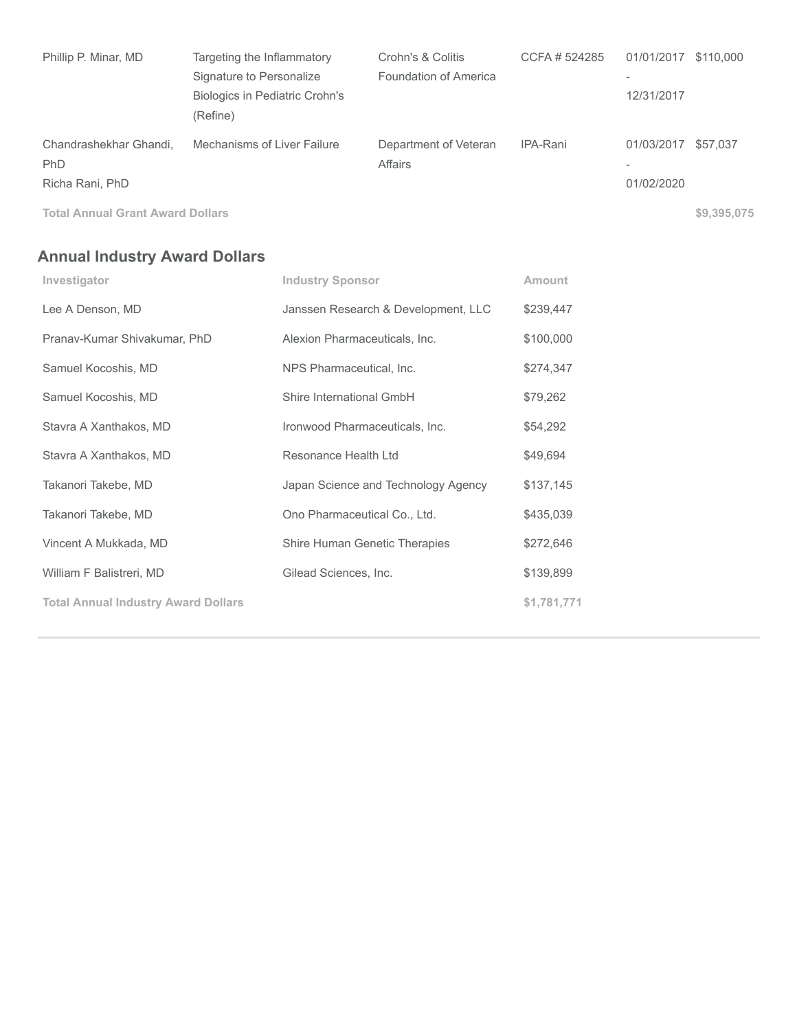| | | | | | |
|---|---|---|---|---|---|
| Phillip P. Minar, MD | Targeting the Inflammatory Signature to Personalize Biologics in Pediatric Crohn's (Refine) | Crohn's & Colitis Foundation of America | CCFA # 524285 | 01/01/2017 - 12/31/2017 | $110,000 |
| Chandrashekhar Ghandi, PhD<br>Richa Rani, PhD | Mechanisms of Liver Failure | Department of Veteran Affairs | IPA-Rani | 01/03/2017 - 01/02/2020 | $57,037 |
| **Total Annual Grant Award Dollars** | | | | | **$9,395,075** |

## Annual Industry Award Dollars

| Investigator | Industry Sponsor | Amount |
|---|---|---|
| Lee A Denson, MD | Janssen Research & Development, LLC | $239,447 |
| Pranav-Kumar Shivakumar, PhD | Alexion Pharmaceuticals, Inc. | $100,000 |
| Samuel Kocoshis, MD | NPS Pharmaceutical, Inc. | $274,347 |
| Samuel Kocoshis, MD | Shire International GmbH | $79,262 |
| Stavra A Xanthakos, MD | Ironwood Pharmaceuticals, Inc. | $54,292 |
| Stavra A Xanthakos, MD | Resonance Health Ltd | $49,694 |
| Takanori Takebe, MD | Japan Science and Technology Agency | $137,145 |
| Takanori Takebe, MD | Ono Pharmaceutical Co., Ltd. | $435,039 |
| Vincent A Mukkada, MD | Shire Human Genetic Therapies | $272,646 |
| William F Balistreri, MD | Gilead Sciences, Inc. | $139,899 |
| **Total Annual Industry Award Dollars** | | **$1,781,771** |